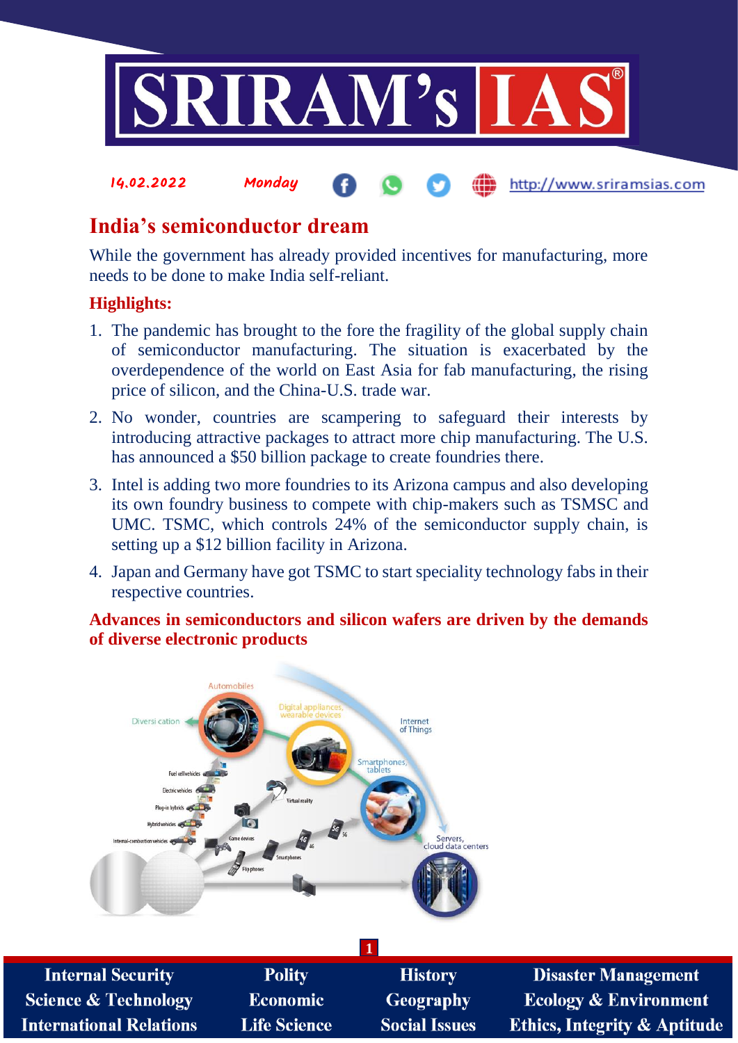# India's semiconductor dream

While the government has already provided incentives for manufacturing, more needs to be done to make India self-reliant.

**Highlights:**

1. The pandemic has brought to the fore the fragility of the global supply chain of semiconductor manufacturing. The situation is exacerbated by the overdependence of the world on East Asia for fab manufacturing, the rising price of silicon, and the China-U.S. trade war.
2. No wonder, countries are scampering to safeguard their interests by introducing attractive packages to attract more chip manufacturing. The U.S. has announced a $50 billion package to create foundries there.
3. Intel is adding two more foundries to its Arizona campus and also developing its own foundry business to compete with chip-makers such as TSMSC and UMC. TSMC, which controls 24% of the semiconductor supply chain, is setting up a $12 billion facility in Arizona.
4. Japan and Germany have got TSMC to start speciality technology fabs in their respective countries.

**Advances in semiconductors and silicon wafers are driven by the demands of diverse electronic products**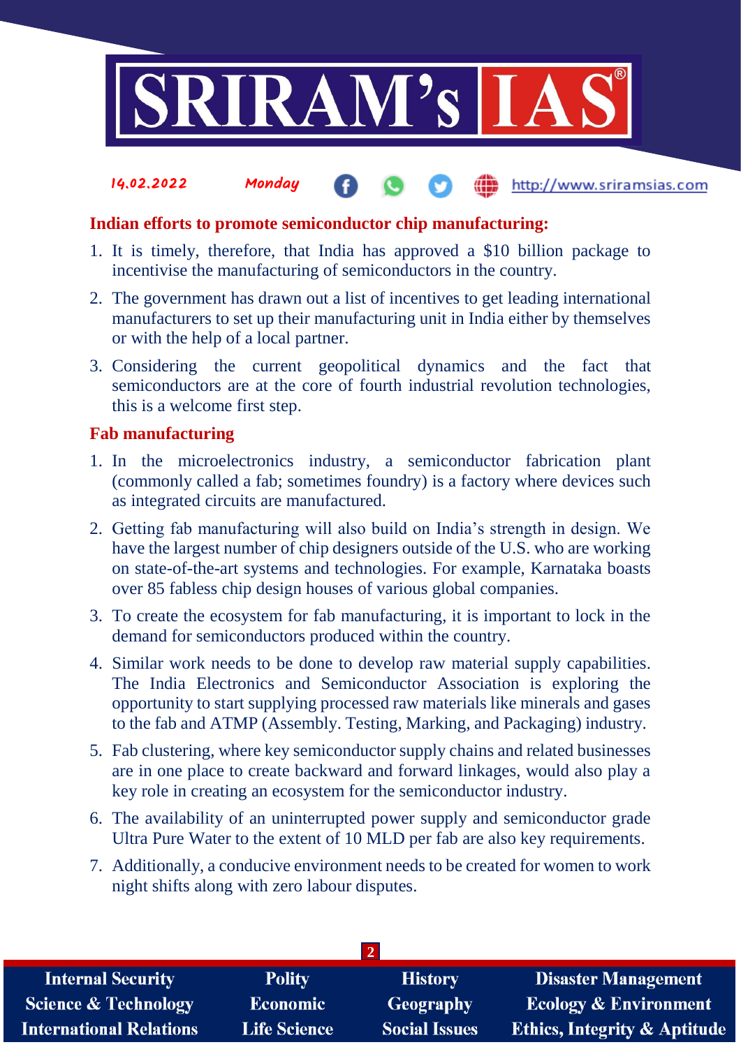## Indian efforts to promote semiconductor chip manufacturing:

1. It is timely, therefore, that India has approved a $10 billion package to incentivise the manufacturing of semiconductors in the country.
2. The government has drawn out a list of incentives to get leading international manufacturers to set up their manufacturing unit in India either by themselves or with the help of a local partner.
3. Considering the current geopolitical dynamics and the fact that semiconductors are at the core of fourth industrial revolution technologies, this is a welcome first step.

## Fab manufacturing

1. In the microelectronics industry, a semiconductor fabrication plant (commonly called a fab; sometimes foundry) is a factory where devices such as integrated circuits are manufactured.
2. Getting fab manufacturing will also build on India's strength in design. We have the largest number of chip designers outside of the U.S. who are working on state-of-the-art systems and technologies. For example, Karnataka boasts over 85 fabless chip design houses of various global companies.
3. To create the ecosystem for fab manufacturing, it is important to lock in the demand for semiconductors produced within the country.
4. Similar work needs to be done to develop raw material supply capabilities. The India Electronics and Semiconductor Association is exploring the opportunity to start supplying processed raw materials like minerals and gases to the fab and ATMP (Assembly. Testing, Marking, and Packaging) industry.
5. Fab clustering, where key semiconductor supply chains and related businesses are in one place to create backward and forward linkages, would also play a key role in creating an ecosystem for the semiconductor industry.
6. The availability of an uninterrupted power supply and semiconductor grade Ultra Pure Water to the extent of 10 MLD per fab are also key requirements.
7. Additionally, a conducive environment needs to be created for women to work night shifts along with zero labour disputes.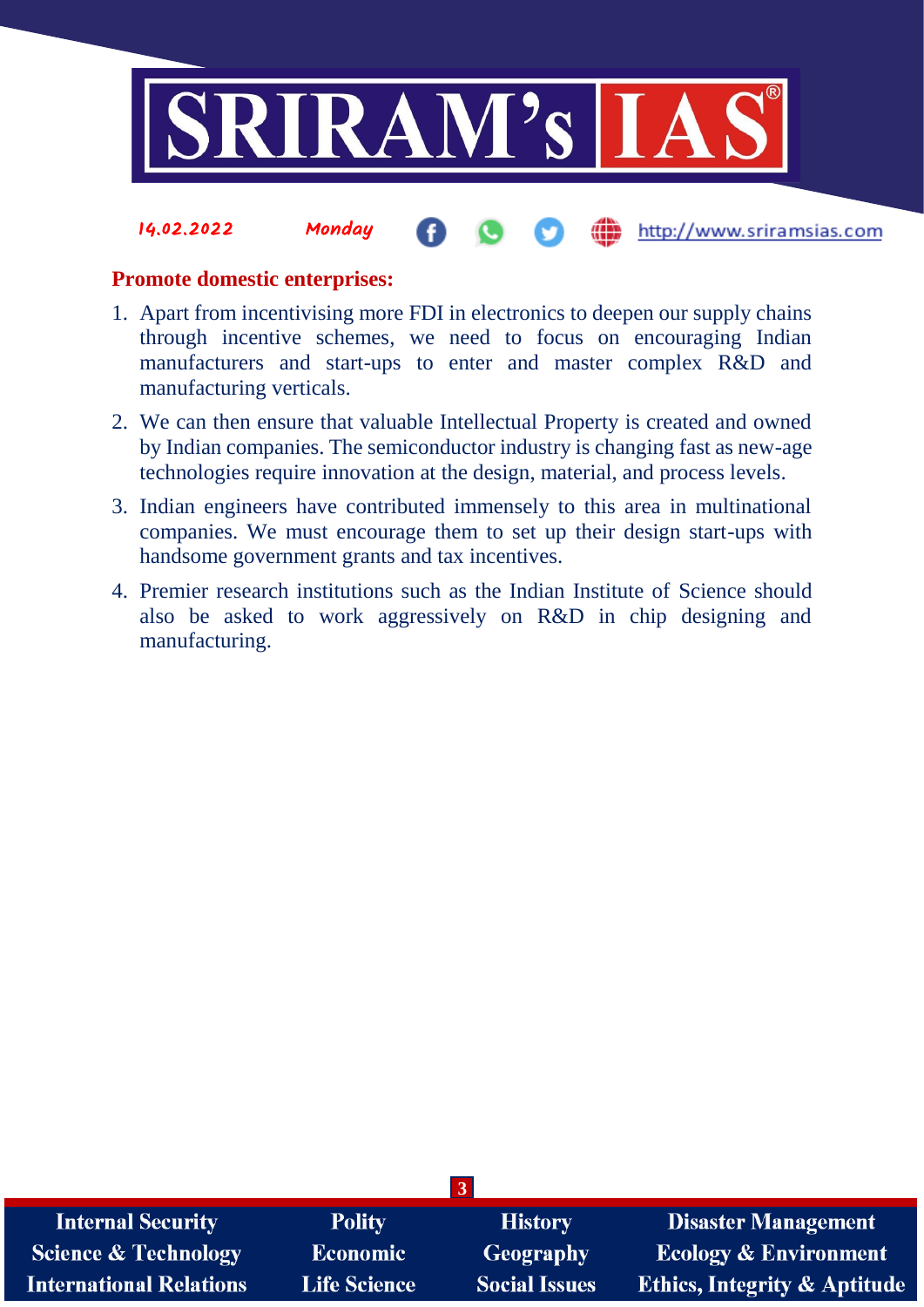**Promote domestic enterprises:**

1. Apart from incentivising more FDI in electronics to deepen our supply chains through incentive schemes, we need to focus on encouraging Indian manufacturers and start-ups to enter and master complex R&D and manufacturing verticals.
2. We can then ensure that valuable Intellectual Property is created and owned by Indian companies. The semiconductor industry is changing fast as new-age technologies require innovation at the design, material, and process levels.
3. Indian engineers have contributed immensely to this area in multinational companies. We must encourage them to set up their design start-ups with handsome government grants and tax incentives.
4. Premier research institutions such as the Indian Institute of Science should also be asked to work aggressively on R&D in chip designing and manufacturing.